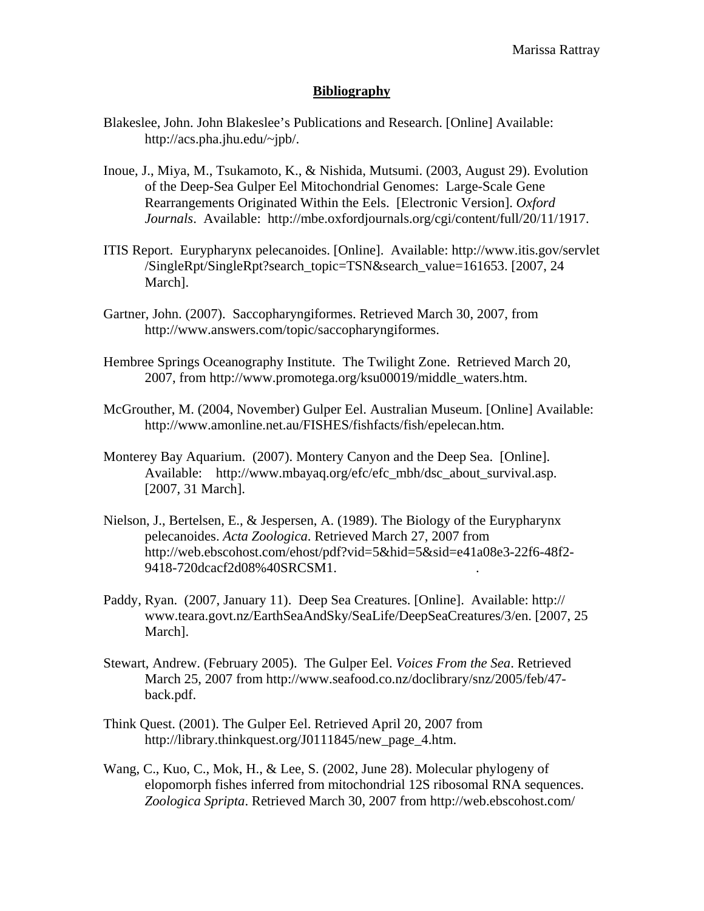## Bibliography

Blakeslee, John. John Blakeslee's Publications and Research. [Online] Available: http://acs.pha.jhu.edu/~jpb/.

Inoue, J., Miya, M., Tsukamoto, K., & Nishida, Mutsumi. (2003, August 29). Evolution of the Deep-Sea Gulper Eel Mitochondrial Genomes: Large-Scale Gene Rearrangements Originated Within the Eels. [Electronic Version]. *Oxford Journals*. Available: http://mbe.oxfordjournals.org/cgi/content/full/20/11/1917.

ITIS Report. Eurypharynx pelecanoides. [Online]. Available: http://www.itis.gov/servlet/SingleRpt/SingleRpt?search_topic=TSN&search_value=161653. [2007, 24 March].

Gartner, John. (2007). Saccopharyngiformes. Retrieved March 30, 2007, from http://www.answers.com/topic/saccopharyngiformes.

Hembree Springs Oceanography Institute. The Twilight Zone. Retrieved March 20, 2007, from http://www.promotega.org/ksu00019/middle_waters.htm.

McGrouther, M. (2004, November) Gulper Eel. Australian Museum. [Online] Available: http://www.amonline.net.au/FISHES/fishfacts/fish/epelecan.htm.

Monterey Bay Aquarium. (2007). Montery Canyon and the Deep Sea. [Online]. Available: http://www.mbayaq.org/efc/efc_mbh/dsc_about_survival.asp. [2007, 31 March].

Nielson, J., Bertelsen, E., & Jespersen, A. (1989). The Biology of the Eurypharynx pelecanoides. *Acta Zoologica*. Retrieved March 27, 2007 from http://web.ebscohost.com/ehost/pdf?vid=5&hid=5&sid=e41a08e3-22f6-48f2-9418-720dcacf2d08%40SRCSM1.

Paddy, Ryan. (2007, January 11). Deep Sea Creatures. [Online]. Available: http://www.teara.govt.nz/EarthSeaAndSky/SeaLife/DeepSeaCreatures/3/en. [2007, 25 March].

Stewart, Andrew. (February 2005). The Gulper Eel. *Voices From the Sea*. Retrieved March 25, 2007 from http://www.seafood.co.nz/doclibrary/snz/2005/feb/47-back.pdf.

Think Quest. (2001). The Gulper Eel. Retrieved April 20, 2007 from http://library.thinkquest.org/J0111845/new_page_4.htm.

Wang, C., Kuo, C., Mok, H., & Lee, S. (2002, June 28). Molecular phylogeny of elopomorph fishes inferred from mitochondrial 12S ribosomal RNA sequences. *Zoologica Spripta*. Retrieved March 30, 2007 from http://web.ebscohost.com/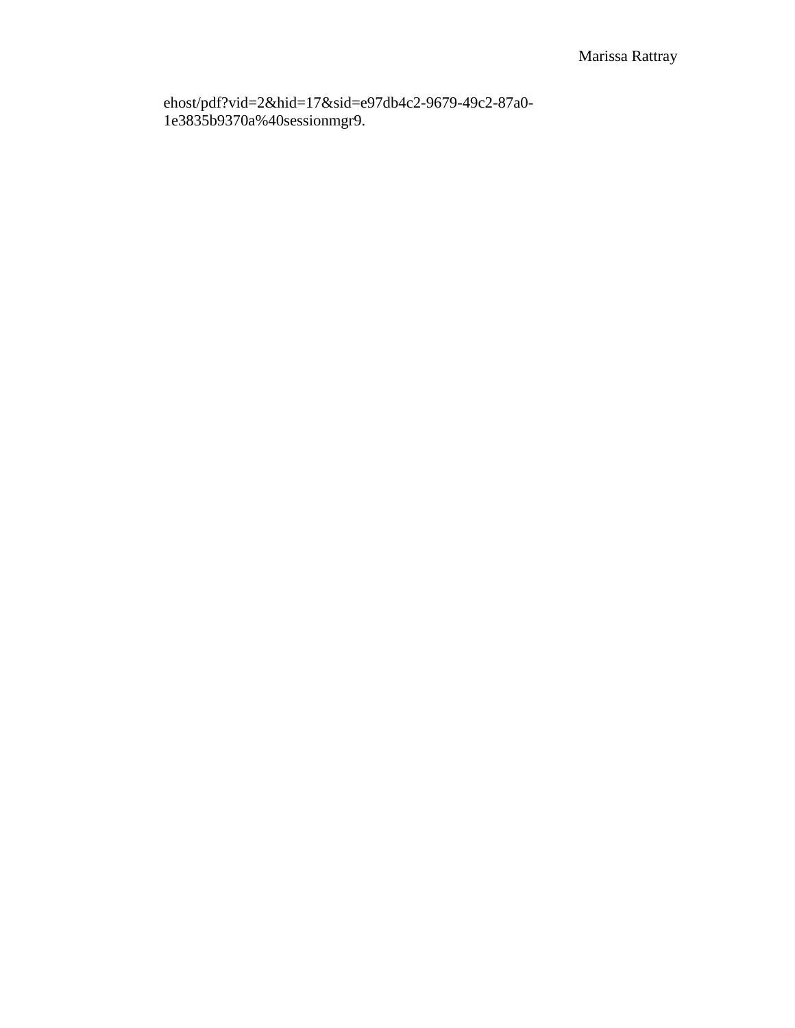ehost/pdf?vid=2&hid=17&sid=e97db4c2-9679-49c2-87a0-1e3835b9370a%40sessionmgr9.